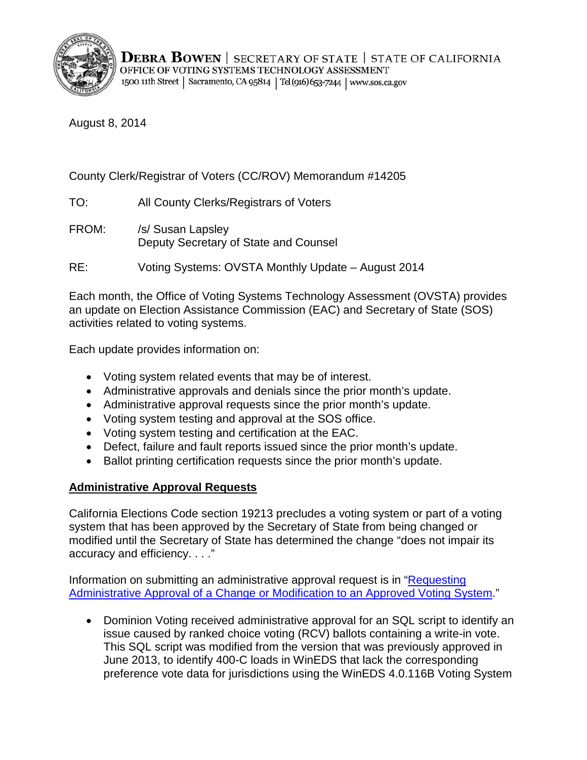**Debra Bowen** | SECRETARY OF STATE | STATE OF CALIFORNIA
OFFICE OF VOTING SYSTEMS TECHNOLOGY ASSESSMENT
1500 11th Street | Sacramento, CA 95814 | Tel (916) 653-7244 | www.sos.ca.gov

August 8, 2014

County Clerk/Registrar of Voters (CC/ROV) Memorandum #14205

TO: All County Clerks/Registrars of Voters

FROM: /s/ Susan Lapsley
Deputy Secretary of State and Counsel

RE: Voting Systems: OVSTA Monthly Update – August 2014

Each month, the Office of Voting Systems Technology Assessment (OVSTA) provides an update on Election Assistance Commission (EAC) and Secretary of State (SOS) activities related to voting systems.

Each update provides information on:

- Voting system related events that may be of interest.
- Administrative approvals and denials since the prior month's update.
- Administrative approval requests since the prior month's update.
- Voting system testing and approval at the SOS office.
- Voting system testing and certification at the EAC.
- Defect, failure and fault reports issued since the prior month's update.
- Ballot printing certification requests since the prior month's update.

## Administrative Approval Requests

California Elections Code section 19213 precludes a voting system or part of a voting system that has been approved by the Secretary of State from being changed or modified until the Secretary of State has determined the change "does not impair its accuracy and efficiency. . . ."

Information on submitting an administrative approval request is in "Requesting Administrative Approval of a Change or Modification to an Approved Voting System."

- Dominion Voting received administrative approval for an SQL script to identify an issue caused by ranked choice voting (RCV) ballots containing a write-in vote. This SQL script was modified from the version that was previously approved in June 2013, to identify 400-C loads in WinEDS that lack the corresponding preference vote data for jurisdictions using the WinEDS 4.0.116B Voting System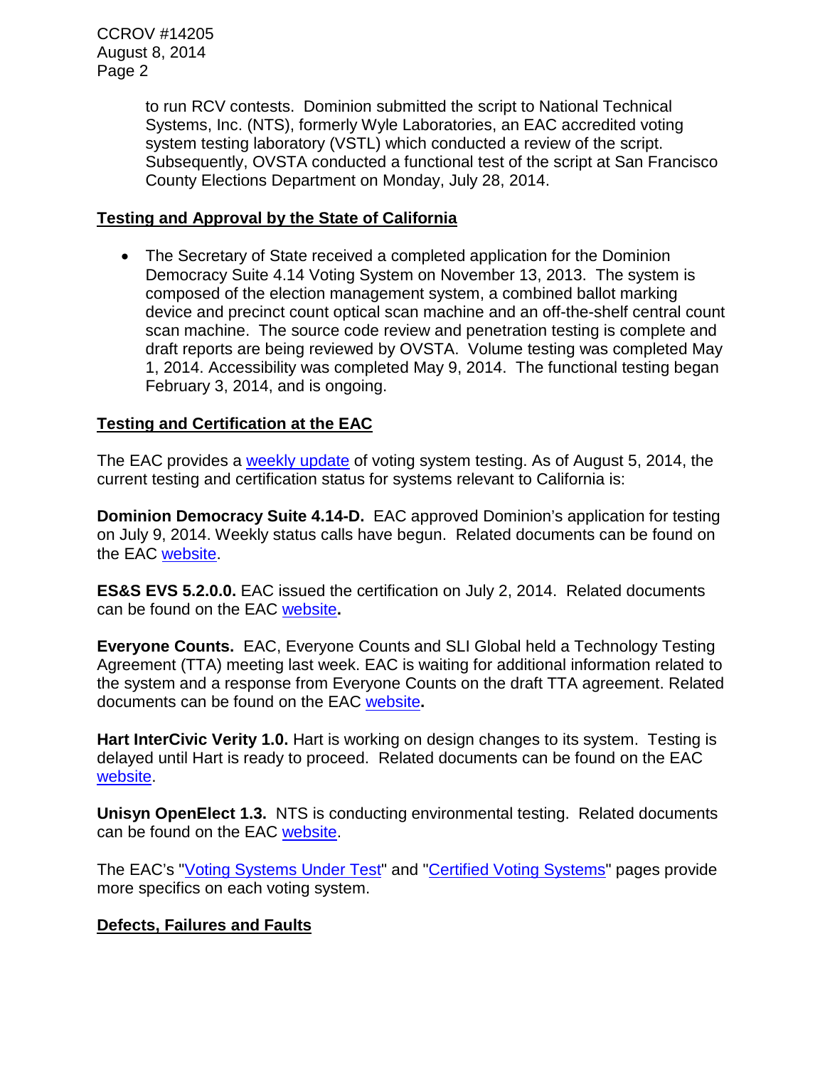to run RCV contests. Dominion submitted the script to National Technical Systems, Inc. (NTS), formerly Wyle Laboratories, an EAC accredited voting system testing laboratory (VSTL) which conducted a review of the script. Subsequently, OVSTA conducted a functional test of the script at San Francisco County Elections Department on Monday, July 28, 2014.

## Testing and Approval by the State of California

- The Secretary of State received a completed application for the Dominion Democracy Suite 4.14 Voting System on November 13, 2013. The system is composed of the election management system, a combined ballot marking device and precinct count optical scan machine and an off-the-shelf central count scan machine. The source code review and penetration testing is complete and draft reports are being reviewed by OVSTA. Volume testing was completed May 1, 2014. Accessibility was completed May 9, 2014. The functional testing began February 3, 2014, and is ongoing.

## Testing and Certification at the EAC

The EAC provides a weekly update of voting system testing. As of August 5, 2014, the current testing and certification status for systems relevant to California is:

**Dominion Democracy Suite 4.14-D.** EAC approved Dominion's application for testing on July 9, 2014. Weekly status calls have begun. Related documents can be found on the EAC website.

**ES&S EVS 5.2.0.0.** EAC issued the certification on July 2, 2014. Related documents can be found on the EAC website**.**

**Everyone Counts.** EAC, Everyone Counts and SLI Global held a Technology Testing Agreement (TTA) meeting last week. EAC is waiting for additional information related to the system and a response from Everyone Counts on the draft TTA agreement. Related documents can be found on the EAC website**.**

**Hart InterCivic Verity 1.0.** Hart is working on design changes to its system. Testing is delayed until Hart is ready to proceed. Related documents can be found on the EAC website.

**Unisyn OpenElect 1.3.** NTS is conducting environmental testing. Related documents can be found on the EAC website.

The EAC's "Voting Systems Under Test" and "Certified Voting Systems" pages provide more specifics on each voting system.

## Defects, Failures and Faults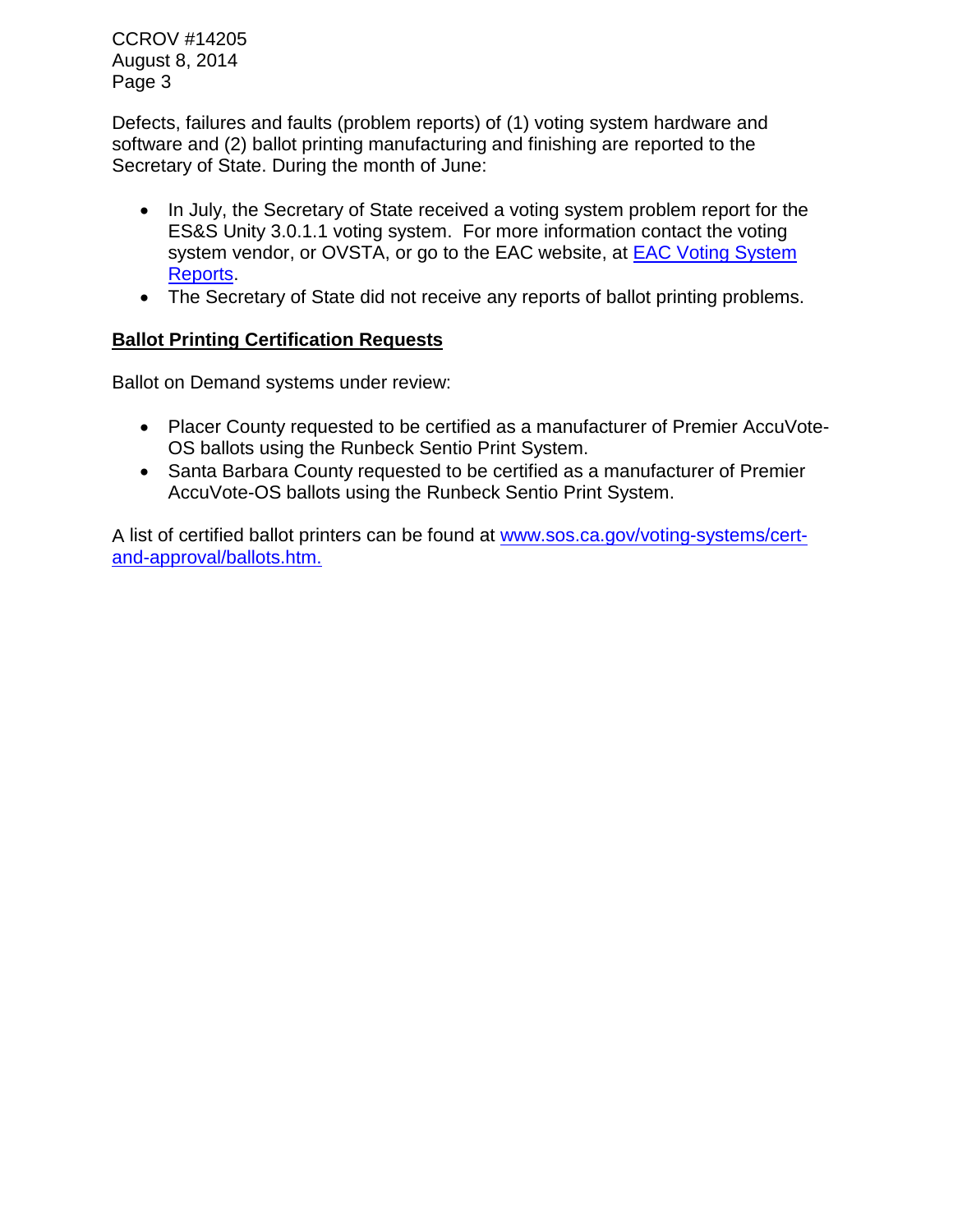Defects, failures and faults (problem reports) of (1) voting system hardware and software and (2) ballot printing manufacturing and finishing are reported to the Secretary of State. During the month of June:

- In July, the Secretary of State received a voting system problem report for the ES&S Unity 3.0.1.1 voting system. For more information contact the voting system vendor, or OVSTA, or go to the EAC website, at [EAC Voting System Reports](EAC Voting System Reports).
- The Secretary of State did not receive any reports of ballot printing problems.

## Ballot Printing Certification Requests

Ballot on Demand systems under review:

- Placer County requested to be certified as a manufacturer of Premier AccuVote-OS ballots using the Runbeck Sentio Print System.
- Santa Barbara County requested to be certified as a manufacturer of Premier AccuVote-OS ballots using the Runbeck Sentio Print System.

A list of certified ballot printers can be found at [www.sos.ca.gov/voting-systems/cert-and-approval/ballots.htm.](http://www.sos.ca.gov/voting-systems/cert-and-approval/ballots.htm)